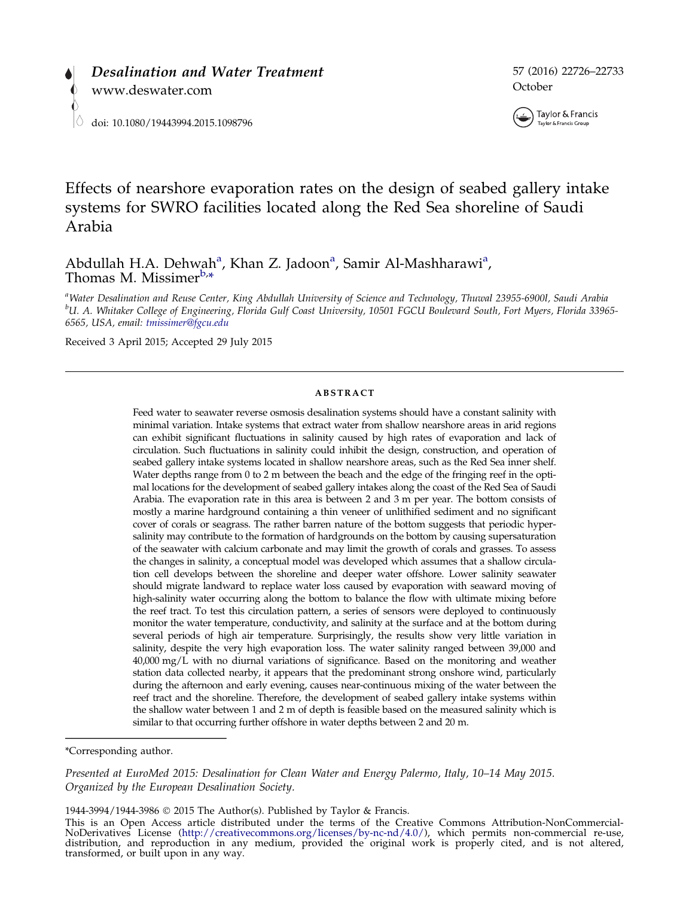Desalination and Water Treatment

www.deswater.com

doi: 10.1080/19443994.2015.1098796

57 (2016) 22726–22733
October

# Effects of nearshore evaporation rates on the design of seabed gallery intake systems for SWRO facilities located along the Red Sea shoreline of Saudi Arabia

Abdullah H.A. Dehwah[a], Khan Z. Jadoon[a], Samir Al-Mashharawi[a], Thomas M. Missimer[b,*]

[a]*Water Desalination and Reuse Center, King Abdullah University of Science and Technology, Thuwal 23955-6900l, Saudi Arabia*
[b]*U. A. Whitaker College of Engineering, Florida Gulf Coast University, 10501 FGCU Boulevard South, Fort Myers, Florida 33965-6565, USA, email: tmissimer@fgcu.edu*

Received 3 April 2015; Accepted 29 July 2015

## ABSTRACT

Feed water to seawater reverse osmosis desalination systems should have a constant salinity with minimal variation. Intake systems that extract water from shallow nearshore areas in arid regions can exhibit significant fluctuations in salinity caused by high rates of evaporation and lack of circulation. Such fluctuations in salinity could inhibit the design, construction, and operation of seabed gallery intake systems located in shallow nearshore areas, such as the Red Sea inner shelf. Water depths range from 0 to 2 m between the beach and the edge of the fringing reef in the optimal locations for the development of seabed gallery intakes along the coast of the Red Sea of Saudi Arabia. The evaporation rate in this area is between 2 and 3 m per year. The bottom consists of mostly a marine hardground containing a thin veneer of unlithified sediment and no significant cover of corals or seagrass. The rather barren nature of the bottom suggests that periodic hypersalinity may contribute to the formation of hardgrounds on the bottom by causing supersaturation of the seawater with calcium carbonate and may limit the growth of corals and grasses. To assess the changes in salinity, a conceptual model was developed which assumes that a shallow circulation cell develops between the shoreline and deeper water offshore. Lower salinity seawater should migrate landward to replace water loss caused by evaporation with seaward moving of high-salinity water occurring along the bottom to balance the flow with ultimate mixing before the reef tract. To test this circulation pattern, a series of sensors were deployed to continuously monitor the water temperature, conductivity, and salinity at the surface and at the bottom during several periods of high air temperature. Surprisingly, the results show very little variation in salinity, despite the very high evaporation loss. The water salinity ranged between 39,000 and 40,000 mg/L with no diurnal variations of significance. Based on the monitoring and weather station data collected nearby, it appears that the predominant strong onshore wind, particularly during the afternoon and early evening, causes near-continuous mixing of the water between the reef tract and the shoreline. Therefore, the development of seabed gallery intake systems within the shallow water between 1 and 2 m of depth is feasible based on the measured salinity which is similar to that occurring further offshore in water depths between 2 and 20 m.

*Corresponding author.

*Presented at EuroMed 2015: Desalination for Clean Water and Energy Palermo, Italy, 10–14 May 2015. Organized by the European Desalination Society.*

1944-3994/1944-3986 © 2015 The Author(s). Published by Taylor & Francis.
This is an Open Access article distributed under the terms of the Creative Commons Attribution-NonCommercial-NoDerivatives License (http://creativecommons.org/licenses/by-nc-nd/4.0/), which permits non-commercial re-use, distribution, and reproduction in any medium, provided the original work is properly cited, and is not altered, transformed, or built upon in any way.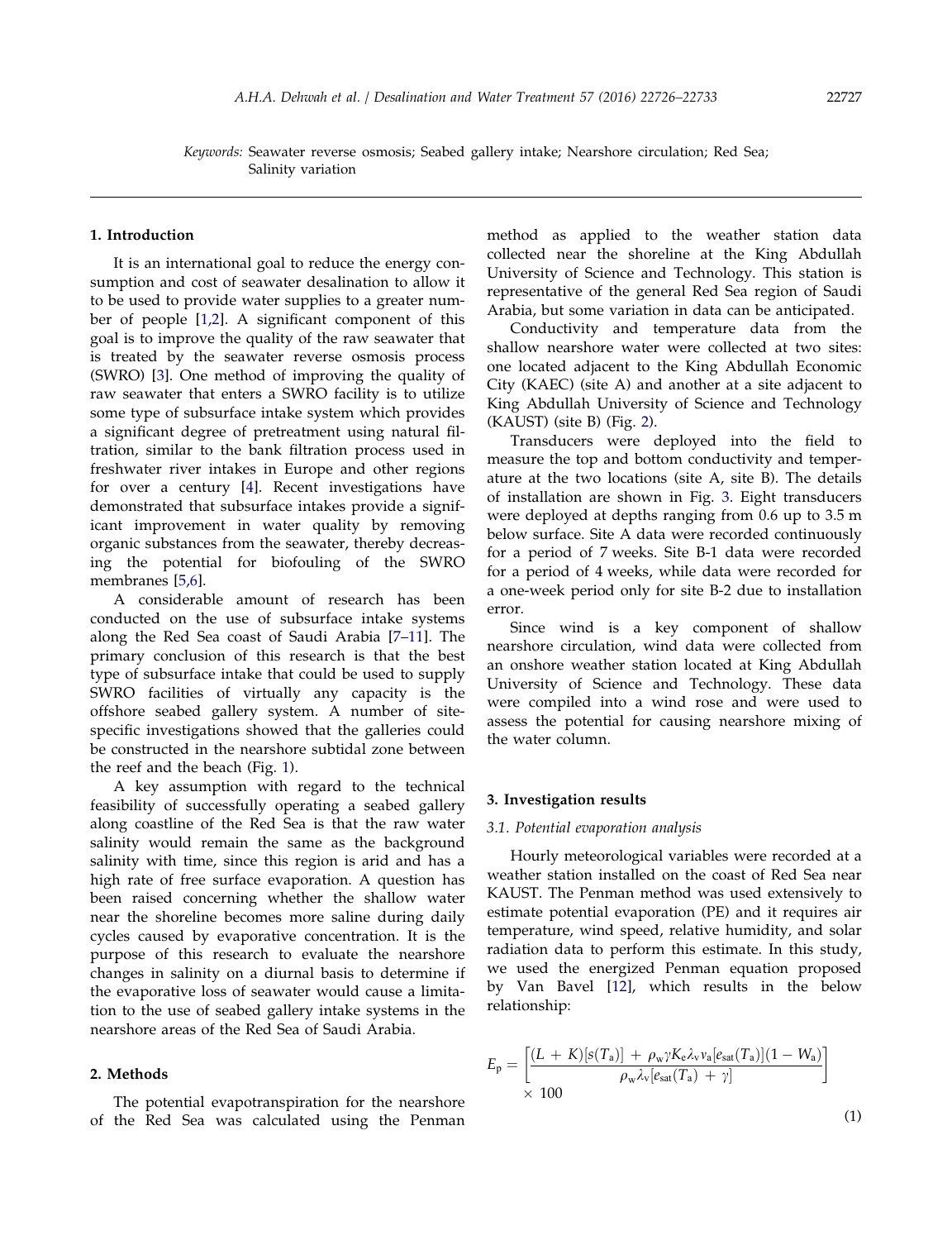*Keywords:* Seawater reverse osmosis; Seabed gallery intake; Nearshore circulation; Red Sea; Salinity variation

## 1. Introduction

It is an international goal to reduce the energy consumption and cost of seawater desalination to allow it to be used to provide water supplies to a greater number of people [1,2]. A significant component of this goal is to improve the quality of the raw seawater that is treated by the seawater reverse osmosis process (SWRO) [3]. One method of improving the quality of raw seawater that enters a SWRO facility is to utilize some type of subsurface intake system which provides a significant degree of pretreatment using natural filtration, similar to the bank filtration process used in freshwater river intakes in Europe and other regions for over a century [4]. Recent investigations have demonstrated that subsurface intakes provide a significant improvement in water quality by removing organic substances from the seawater, thereby decreasing the potential for biofouling of the SWRO membranes [5,6].

A considerable amount of research has been conducted on the use of subsurface intake systems along the Red Sea coast of Saudi Arabia [7–11]. The primary conclusion of this research is that the best type of subsurface intake that could be used to supply SWRO facilities of virtually any capacity is the offshore seabed gallery system. A number of site-specific investigations showed that the galleries could be constructed in the nearshore subtidal zone between the reef and the beach (Fig. 1).

A key assumption with regard to the technical feasibility of successfully operating a seabed gallery along coastline of the Red Sea is that the raw water salinity would remain the same as the background salinity with time, since this region is arid and has a high rate of free surface evaporation. A question has been raised concerning whether the shallow water near the shoreline becomes more saline during daily cycles caused by evaporative concentration. It is the purpose of this research to evaluate the nearshore changes in salinity on a diurnal basis to determine if the evaporative loss of seawater would cause a limitation to the use of seabed gallery intake systems in the nearshore areas of the Red Sea of Saudi Arabia.

## 2. Methods

The potential evapotranspiration for the nearshore of the Red Sea was calculated using the Penman method as applied to the weather station data collected near the shoreline at the King Abdullah University of Science and Technology. This station is representative of the general Red Sea region of Saudi Arabia, but some variation in data can be anticipated.

Conductivity and temperature data from the shallow nearshore water were collected at two sites: one located adjacent to the King Abdullah Economic City (KAEC) (site A) and another at a site adjacent to King Abdullah University of Science and Technology (KAUST) (site B) (Fig. 2).

Transducers were deployed into the field to measure the top and bottom conductivity and temperature at the two locations (site A, site B). The details of installation are shown in Fig. 3. Eight transducers were deployed at depths ranging from 0.6 up to 3.5 m below surface. Site A data were recorded continuously for a period of 7 weeks. Site B-1 data were recorded for a period of 4 weeks, while data were recorded for a one-week period only for site B-2 due to installation error.

Since wind is a key component of shallow nearshore circulation, wind data were collected from an onshore weather station located at King Abdullah University of Science and Technology. These data were compiled into a wind rose and were used to assess the potential for causing nearshore mixing of the water column.

## 3. Investigation results

### 3.1. Potential evaporation analysis

Hourly meteorological variables were recorded at a weather station installed on the coast of Red Sea near KAUST. The Penman method was used extensively to estimate potential evaporation (PE) and it requires air temperature, wind speed, relative humidity, and solar radiation data to perform this estimate. In this study, we used the energized Penman equation proposed by Van Bavel [12], which results in the below relationship:

$$E_p = \left[ \frac{(L + K)[s(T_a)] + \rho_w \gamma K_e \lambda_v v_a [e_{sat}(T_a)](1 - W_a)}{\rho_w \lambda_v [e_{sat}(T_a) + \gamma]} \right] \times 100 \tag{1}$$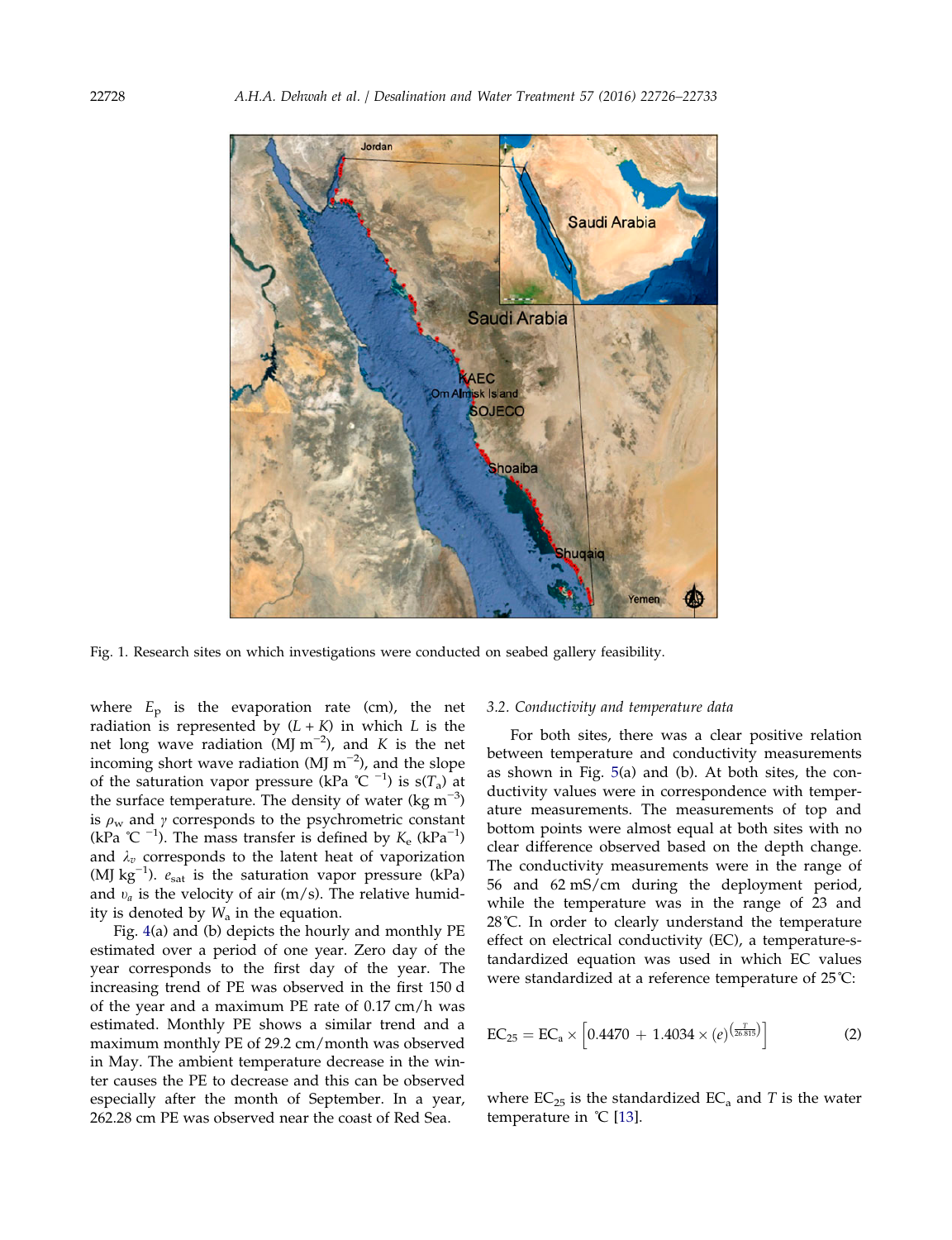Fig. 1. Research sites on which investigations were conducted on seabed gallery feasibility.

where $E_p$ is the evaporation rate (cm), the net radiation is represented by $(L + K)$ in which $L$ is the net long wave radiation (MJ m$^{-2}$), and $K$ is the net incoming short wave radiation (MJ m$^{-2}$), and the slope of the saturation vapor pressure (kPa ℃$^{-1}$) is $s(T_a)$ at the surface temperature. The density of water (kg m$^{-3}$) is $\rho_w$ and $\gamma$ corresponds to the psychrometric constant (kPa ℃$^{-1}$). The mass transfer is defined by $K_e$ (kPa$^{-1}$) and $\lambda_v$ corresponds to the latent heat of vaporization (MJ kg$^{-1}$). $e_{sat}$ is the saturation vapor pressure (kPa) and $\upsilon_a$ is the velocity of air (m/s). The relative humidity is denoted by $W_a$ in the equation.

Fig. 4(a) and (b) depicts the hourly and monthly PE estimated over a period of one year. Zero day of the year corresponds to the first day of the year. The increasing trend of PE was observed in the first 150 d of the year and a maximum PE rate of 0.17 cm/h was estimated. Monthly PE shows a similar trend and a maximum monthly PE of 29.2 cm/month was observed in May. The ambient temperature decrease in the winter causes the PE to decrease and this can be observed especially after the month of September. In a year, 262.28 cm PE was observed near the coast of Red Sea.

### 3.2. Conductivity and temperature data

For both sites, there was a clear positive relation between temperature and conductivity measurements as shown in Fig. 5(a) and (b). At both sites, the conductivity values were in correspondence with temperature measurements. The measurements of top and bottom points were almost equal at both sites with no clear difference observed based on the depth change. The conductivity measurements were in the range of 56 and 62 mS/cm during the deployment period, while the temperature was in the range of 23 and 28℃. In order to clearly understand the temperature effect on electrical conductivity (EC), a temperature-standardized equation was used in which EC values were standardized at a reference temperature of 25℃:

$$EC_{25} = EC_a \times \left[0.4470 + 1.4034 \times (e)^{\left(\frac{T}{26.815}\right)}\right] \tag{2}$$

where $EC_{25}$ is the standardized $EC_a$ and $T$ is the water temperature in ℃ [13].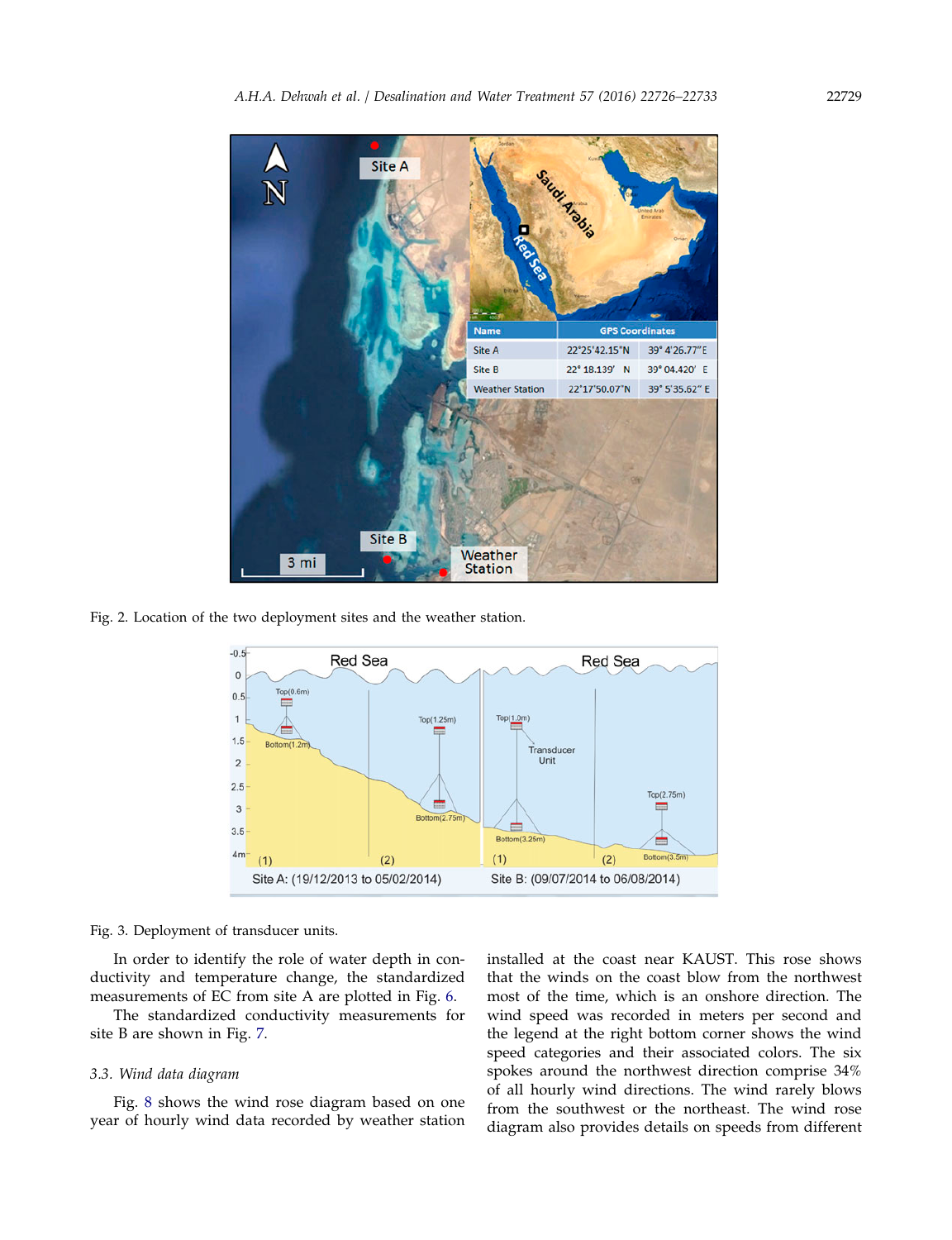Fig. 2. Location of the two deployment sites and the weather station.

Fig. 3. Deployment of transducer units.

In order to identify the role of water depth in conductivity and temperature change, the standardized measurements of EC from site A are plotted in Fig. 6.

The standardized conductivity measurements for site B are shown in Fig. 7.

### 3.3. Wind data diagram

Fig. 8 shows the wind rose diagram based on one year of hourly wind data recorded by weather station installed at the coast near KAUST. This rose shows that the winds on the coast blow from the northwest most of the time, which is an onshore direction. The wind speed was recorded in meters per second and the legend at the right bottom corner shows the wind speed categories and their associated colors. The six spokes around the northwest direction comprise 34% of all hourly wind directions. The wind rarely blows from the southwest or the northeast. The wind rose diagram also provides details on speeds from different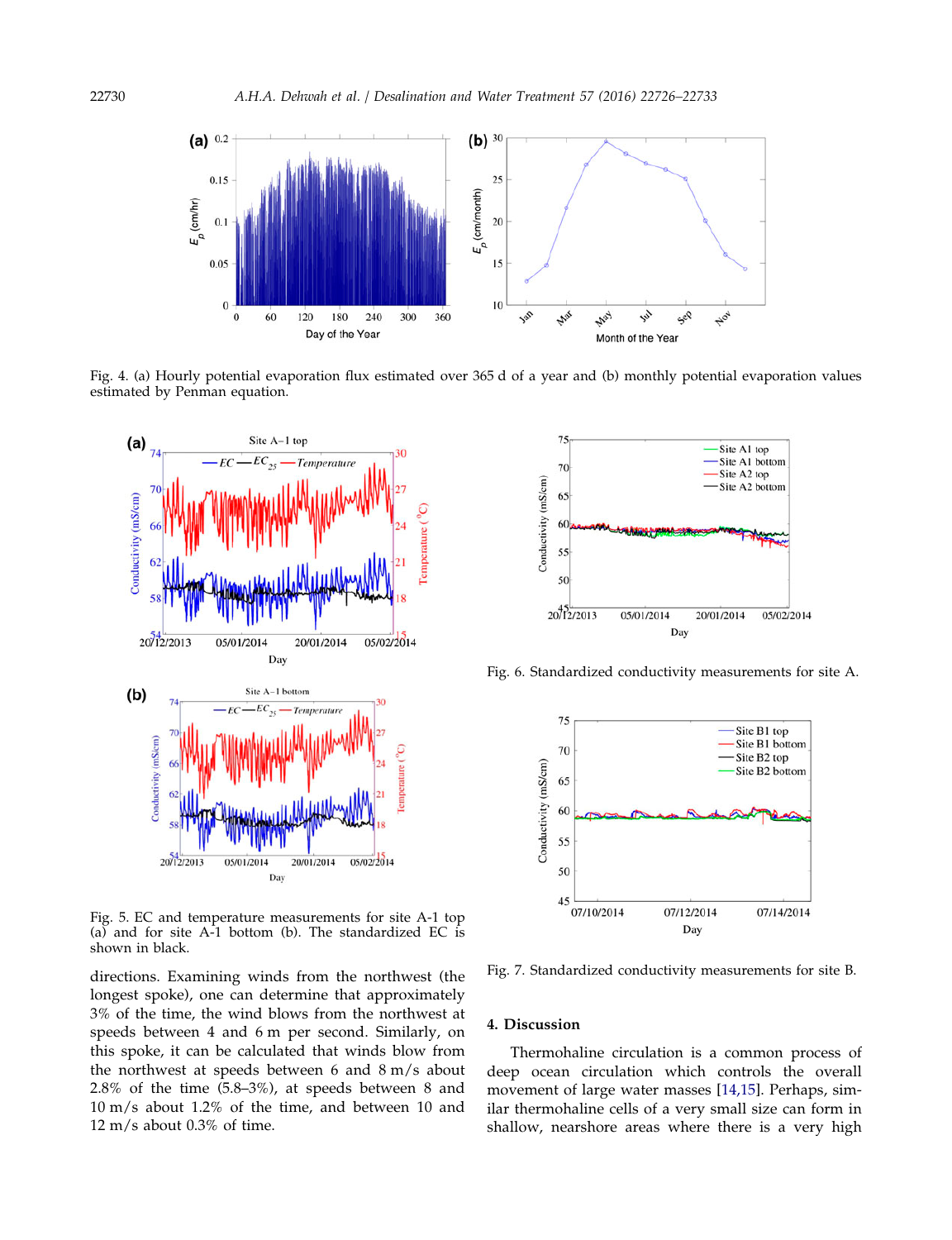Fig. 4. (a) Hourly potential evaporation flux estimated over 365 d of a year and (b) monthly potential evaporation values estimated by Penman equation.

Fig. 5. EC and temperature measurements for site A-1 top (a) and for site A-1 bottom (b). The standardized EC is shown in black.

directions. Examining winds from the northwest (the longest spoke), one can determine that approximately 3% of the time, the wind blows from the northwest at speeds between 4 and 6 m per second. Similarly, on this spoke, it can be calculated that winds blow from the northwest at speeds between 6 and 8 m/s about 2.8% of the time (5.8–3%), at speeds between 8 and 10 m/s about 1.2% of the time, and between 10 and 12 m/s about 0.3% of time.

Fig. 6. Standardized conductivity measurements for site A.

Fig. 7. Standardized conductivity measurements for site B.

## 4. Discussion

Thermohaline circulation is a common process of deep ocean circulation which controls the overall movement of large water masses [14,15]. Perhaps, similar thermohaline cells of a very small size can form in shallow, nearshore areas where there is a very high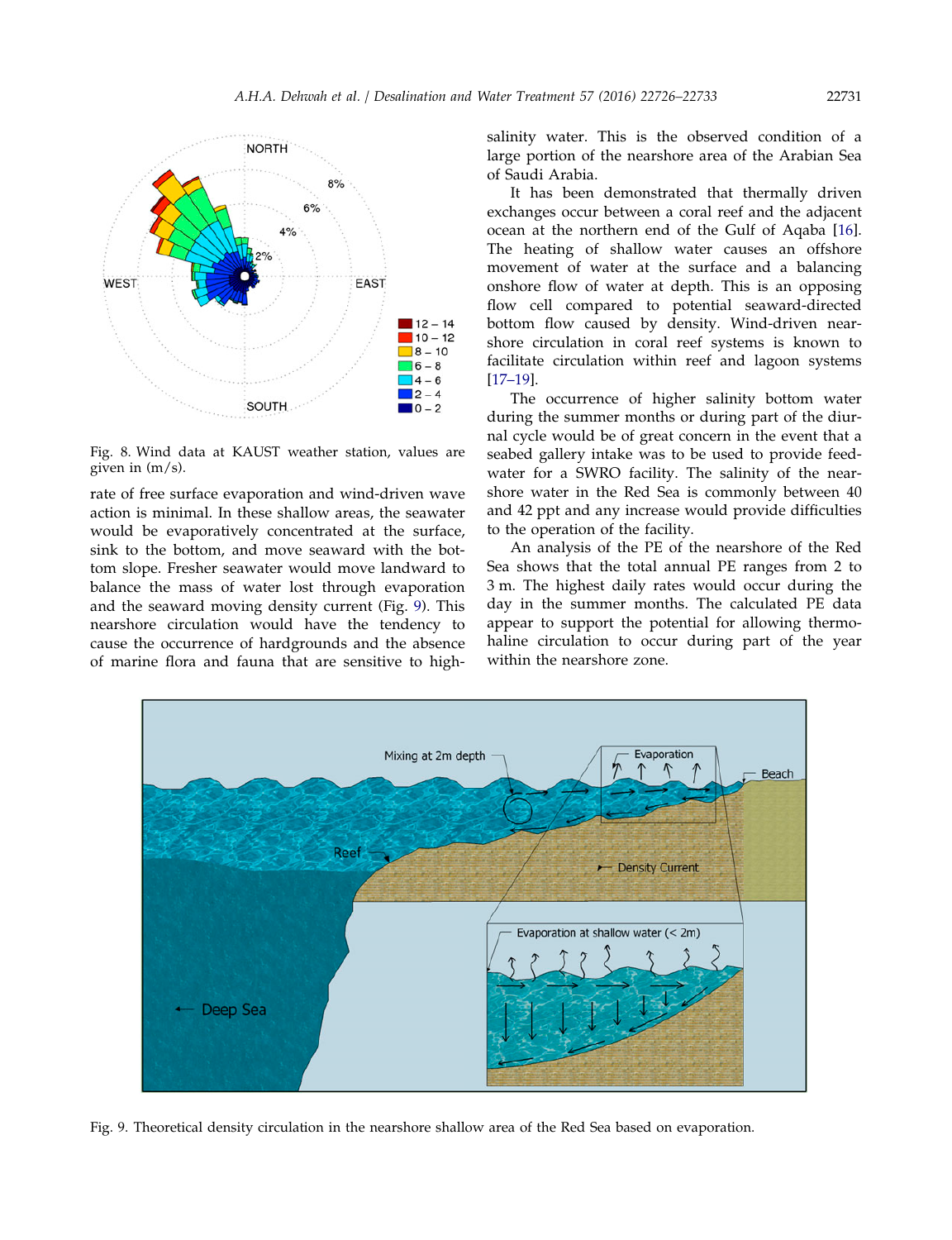Fig. 8. Wind data at KAUST weather station, values are given in (m/s).

rate of free surface evaporation and wind-driven wave action is minimal. In these shallow areas, the seawater would be evaporatively concentrated at the surface, sink to the bottom, and move seaward with the bottom slope. Fresher seawater would move landward to balance the mass of water lost through evaporation and the seaward moving density current (Fig. 9). This nearshore circulation would have the tendency to cause the occurrence of hardgrounds and the absence of marine flora and fauna that are sensitive to high-salinity water. This is the observed condition of a large portion of the nearshore area of the Arabian Sea of Saudi Arabia.

It has been demonstrated that thermally driven exchanges occur between a coral reef and the adjacent ocean at the northern end of the Gulf of Aqaba [16]. The heating of shallow water causes an offshore movement of water at the surface and a balancing onshore flow of water at depth. This is an opposing flow cell compared to potential seaward-directed bottom flow caused by density. Wind-driven near-shore circulation in coral reef systems is known to facilitate circulation within reef and lagoon systems [17–19].

The occurrence of higher salinity bottom water during the summer months or during part of the diurnal cycle would be of great concern in the event that a seabed gallery intake was to be used to provide feed-water for a SWRO facility. The salinity of the near-shore water in the Red Sea is commonly between 40 and 42 ppt and any increase would provide difficulties to the operation of the facility.

An analysis of the PE of the nearshore of the Red Sea shows that the total annual PE ranges from 2 to 3 m. The highest daily rates would occur during the day in the summer months. The calculated PE data appear to support the potential for allowing thermo-haline circulation to occur during part of the year within the nearshore zone.

Fig. 9. Theoretical density circulation in the nearshore shallow area of the Red Sea based on evaporation.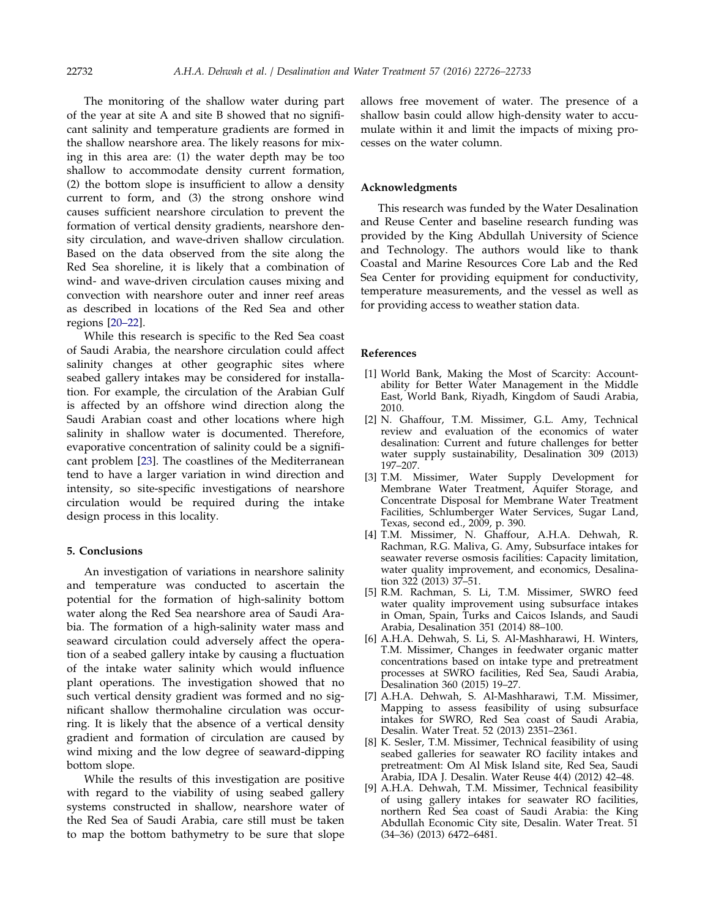The monitoring of the shallow water during part of the year at site A and site B showed that no significant salinity and temperature gradients are formed in the shallow nearshore area. The likely reasons for mixing in this area are: (1) the water depth may be too shallow to accommodate density current formation, (2) the bottom slope is insufficient to allow a density current to form, and (3) the strong onshore wind causes sufficient nearshore circulation to prevent the formation of vertical density gradients, nearshore density circulation, and wave-driven shallow circulation. Based on the data observed from the site along the Red Sea shoreline, it is likely that a combination of wind- and wave-driven circulation causes mixing and convection with nearshore outer and inner reef areas as described in locations of the Red Sea and other regions [20–22].

While this research is specific to the Red Sea coast of Saudi Arabia, the nearshore circulation could affect salinity changes at other geographic sites where seabed gallery intakes may be considered for installation. For example, the circulation of the Arabian Gulf is affected by an offshore wind direction along the Saudi Arabian coast and other locations where high salinity in shallow water is documented. Therefore, evaporative concentration of salinity could be a significant problem [23]. The coastlines of the Mediterranean tend to have a larger variation in wind direction and intensity, so site-specific investigations of nearshore circulation would be required during the intake design process in this locality.

## 5. Conclusions

An investigation of variations in nearshore salinity and temperature was conducted to ascertain the potential for the formation of high-salinity bottom water along the Red Sea nearshore area of Saudi Arabia. The formation of a high-salinity water mass and seaward circulation could adversely affect the operation of a seabed gallery intake by causing a fluctuation of the intake water salinity which would influence plant operations. The investigation showed that no such vertical density gradient was formed and no significant shallow thermohaline circulation was occurring. It is likely that the absence of a vertical density gradient and formation of circulation are caused by wind mixing and the low degree of seaward-dipping bottom slope.

While the results of this investigation are positive with regard to the viability of using seabed gallery systems constructed in shallow, nearshore water of the Red Sea of Saudi Arabia, care still must be taken to map the bottom bathymetry to be sure that slope allows free movement of water. The presence of a shallow basin could allow high-density water to accumulate within it and limit the impacts of mixing processes on the water column.

## Acknowledgments

This research was funded by the Water Desalination and Reuse Center and baseline research funding was provided by the King Abdullah University of Science and Technology. The authors would like to thank Coastal and Marine Resources Core Lab and the Red Sea Center for providing equipment for conductivity, temperature measurements, and the vessel as well as for providing access to weather station data.

## References

[1] World Bank, Making the Most of Scarcity: Accountability for Better Water Management in the Middle East, World Bank, Riyadh, Kingdom of Saudi Arabia, 2010.

[2] N. Ghaffour, T.M. Missimer, G.L. Amy, Technical review and evaluation of the economics of water desalination: Current and future challenges for better water supply sustainability, Desalination 309 (2013) 197–207.

[3] T.M. Missimer, Water Supply Development for Membrane Water Treatment, Aquifer Storage, and Concentrate Disposal for Membrane Water Treatment Facilities, Schlumberger Water Services, Sugar Land, Texas, second ed., 2009, p. 390.

[4] T.M. Missimer, N. Ghaffour, A.H.A. Dehwah, R. Rachman, R.G. Maliva, G. Amy, Subsurface intakes for seawater reverse osmosis facilities: Capacity limitation, water quality improvement, and economics, Desalination 322 (2013) 37–51.

[5] R.M. Rachman, S. Li, T.M. Missimer, SWRO feed water quality improvement using subsurface intakes in Oman, Spain, Turks and Caicos Islands, and Saudi Arabia, Desalination 351 (2014) 88–100.

[6] A.H.A. Dehwah, S. Li, S. Al-Mashharawi, H. Winters, T.M. Missimer, Changes in feedwater organic matter concentrations based on intake type and pretreatment processes at SWRO facilities, Red Sea, Saudi Arabia, Desalination 360 (2015) 19–27.

[7] A.H.A. Dehwah, S. Al-Mashharawi, T.M. Missimer, Mapping to assess feasibility of using subsurface intakes for SWRO, Red Sea coast of Saudi Arabia, Desalin. Water Treat. 52 (2013) 2351–2361.

[8] K. Sesler, T.M. Missimer, Technical feasibility of using seabed galleries for seawater RO facility intakes and pretreatment: Om Al Misk Island site, Red Sea, Saudi Arabia, IDA J. Desalin. Water Reuse 4(4) (2012) 42–48.

[9] A.H.A. Dehwah, T.M. Missimer, Technical feasibility of using gallery intakes for seawater RO facilities, northern Red Sea coast of Saudi Arabia: the King Abdullah Economic City site, Desalin. Water Treat. 51 (34–36) (2013) 6472–6481.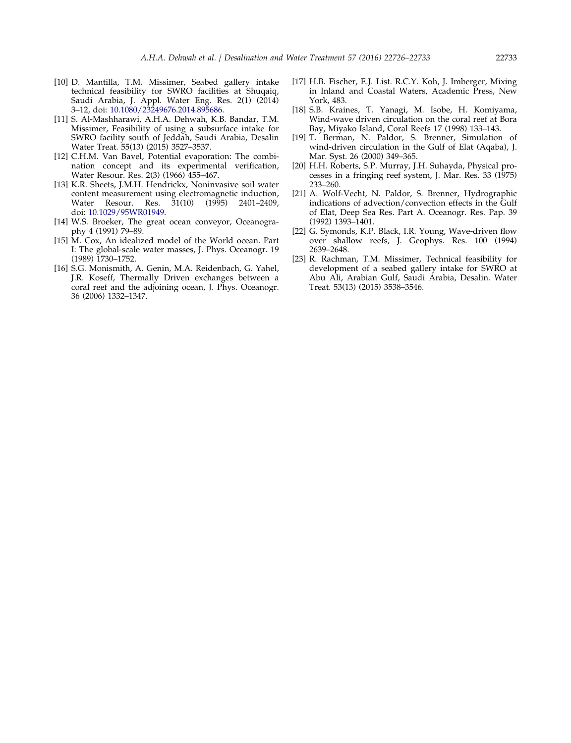[10] D. Mantilla, T.M. Missimer, Seabed gallery intake technical feasibility for SWRO facilities at Shuqaiq, Saudi Arabia, J. Appl. Water Eng. Res. 2(1) (2014) 3–12, doi: 10.1080/23249676.2014.895686.

[11] S. Al-Mashharawi, A.H.A. Dehwah, K.B. Bandar, T.M. Missimer, Feasibility of using a subsurface intake for SWRO facility south of Jeddah, Saudi Arabia, Desalin Water Treat. 55(13) (2015) 3527–3537.

[12] C.H.M. Van Bavel, Potential evaporation: The combination concept and its experimental verification, Water Resour. Res. 2(3) (1966) 455–467.

[13] K.R. Sheets, J.M.H. Hendrickx, Noninvasive soil water content measurement using electromagnetic induction, Water Resour. Res. 31(10) (1995) 2401–2409, doi: 10.1029/95WR01949.

[14] W.S. Broeker, The great ocean conveyor, Oceanography 4 (1991) 79–89.

[15] M. Cox, An idealized model of the World ocean. Part I: The global-scale water masses, J. Phys. Oceanogr. 19 (1989) 1730–1752.

[16] S.G. Monismith, A. Genin, M.A. Reidenbach, G. Yahel, J.R. Koseff, Thermally Driven exchanges between a coral reef and the adjoining ocean, J. Phys. Oceanogr. 36 (2006) 1332–1347.

[17] H.B. Fischer, E.J. List. R.C.Y. Koh, J. Imberger, Mixing in Inland and Coastal Waters, Academic Press, New York, 483.

[18] S.B. Kraines, T. Yanagi, M. Isobe, H. Komiyama, Wind-wave driven circulation on the coral reef at Bora Bay, Miyako Island, Coral Reefs 17 (1998) 133–143.

[19] T. Berman, N. Paldor, S. Brenner, Simulation of wind-driven circulation in the Gulf of Elat (Aqaba), J. Mar. Syst. 26 (2000) 349–365.

[20] H.H. Roberts, S.P. Murray, J.H. Suhayda, Physical processes in a fringing reef system, J. Mar. Res. 33 (1975) 233–260.

[21] A. Wolf-Vecht, N. Paldor, S. Brenner, Hydrographic indications of advection/convection effects in the Gulf of Elat, Deep Sea Res. Part A. Oceanogr. Res. Pap. 39 (1992) 1393–1401.

[22] G. Symonds, K.P. Black, I.R. Young, Wave-driven flow over shallow reefs, J. Geophys. Res. 100 (1994) 2639–2648.

[23] R. Rachman, T.M. Missimer, Technical feasibility for development of a seabed gallery intake for SWRO at Abu Ali, Arabian Gulf, Saudi Arabia, Desalin. Water Treat. 53(13) (2015) 3538–3546.